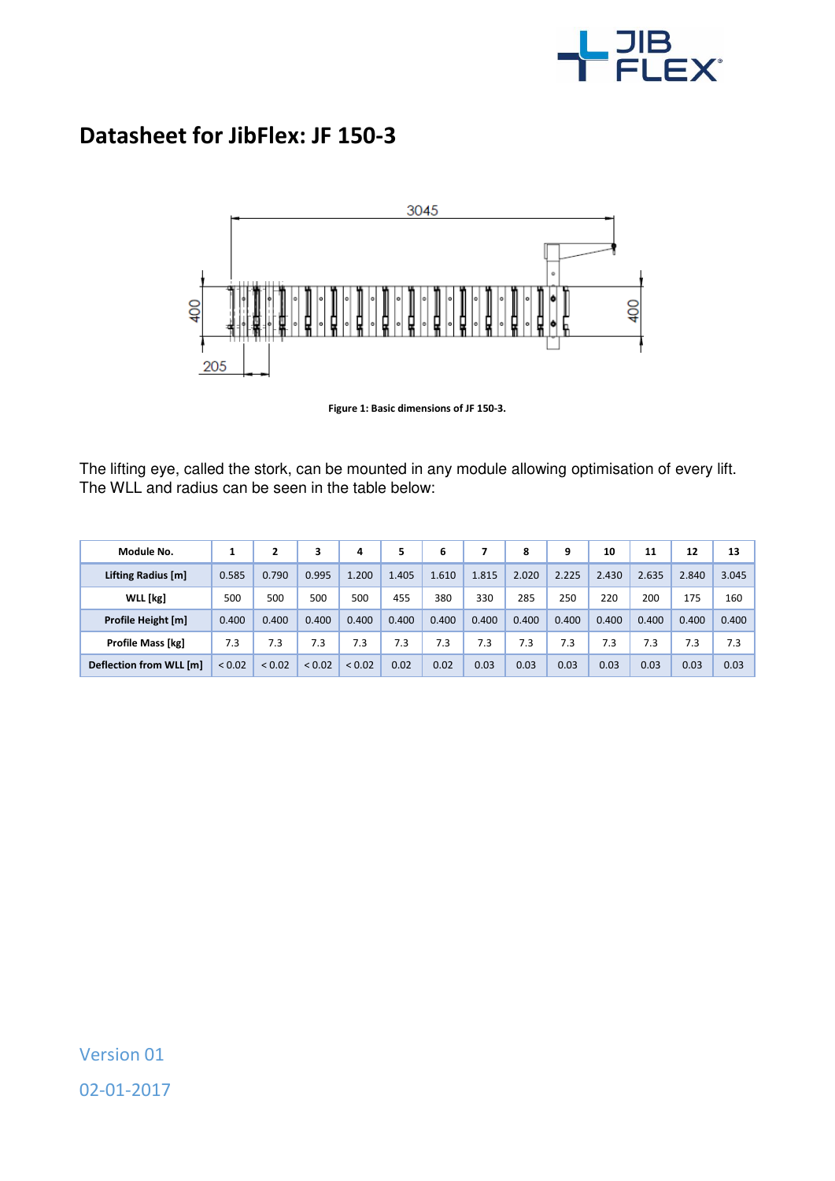# Datasheet for JibFlex: JF 150-3

Figure 1: Basic dimensions of JF 150-3.

The lifting eye, called the stork, can be mounted in any module allowing optimisation of every lift. The WLL and radius can be seen in the table below:

| Module No. | 1 | 2 | 3 | 4 | 5 | 6 | 7 | 8 | 9 | 10 | 11 | 12 | 13 |
|---|---|---|---|---|---|---|---|---|---|---|---|---|---|
| Lifting Radius [m] | 0.585 | 0.790 | 0.995 | 1.200 | 1.405 | 1.610 | 1.815 | 2.020 | 2.225 | 2.430 | 2.635 | 2.840 | 3.045 |
| WLL [kg] | 500 | 500 | 500 | 500 | 455 | 380 | 330 | 285 | 250 | 220 | 200 | 175 | 160 |
| Profile Height [m] | 0.400 | 0.400 | 0.400 | 0.400 | 0.400 | 0.400 | 0.400 | 0.400 | 0.400 | 0.400 | 0.400 | 0.400 | 0.400 |
| Profile Mass [kg] | 7.3 | 7.3 | 7.3 | 7.3 | 7.3 | 7.3 | 7.3 | 7.3 | 7.3 | 7.3 | 7.3 | 7.3 | 7.3 |
| Deflection from WLL [m] | < 0.02 | < 0.02 | < 0.02 | < 0.02 | 0.02 | 0.02 | 0.03 | 0.03 | 0.03 | 0.03 | 0.03 | 0.03 | 0.03 |

Version 01

02-01-2017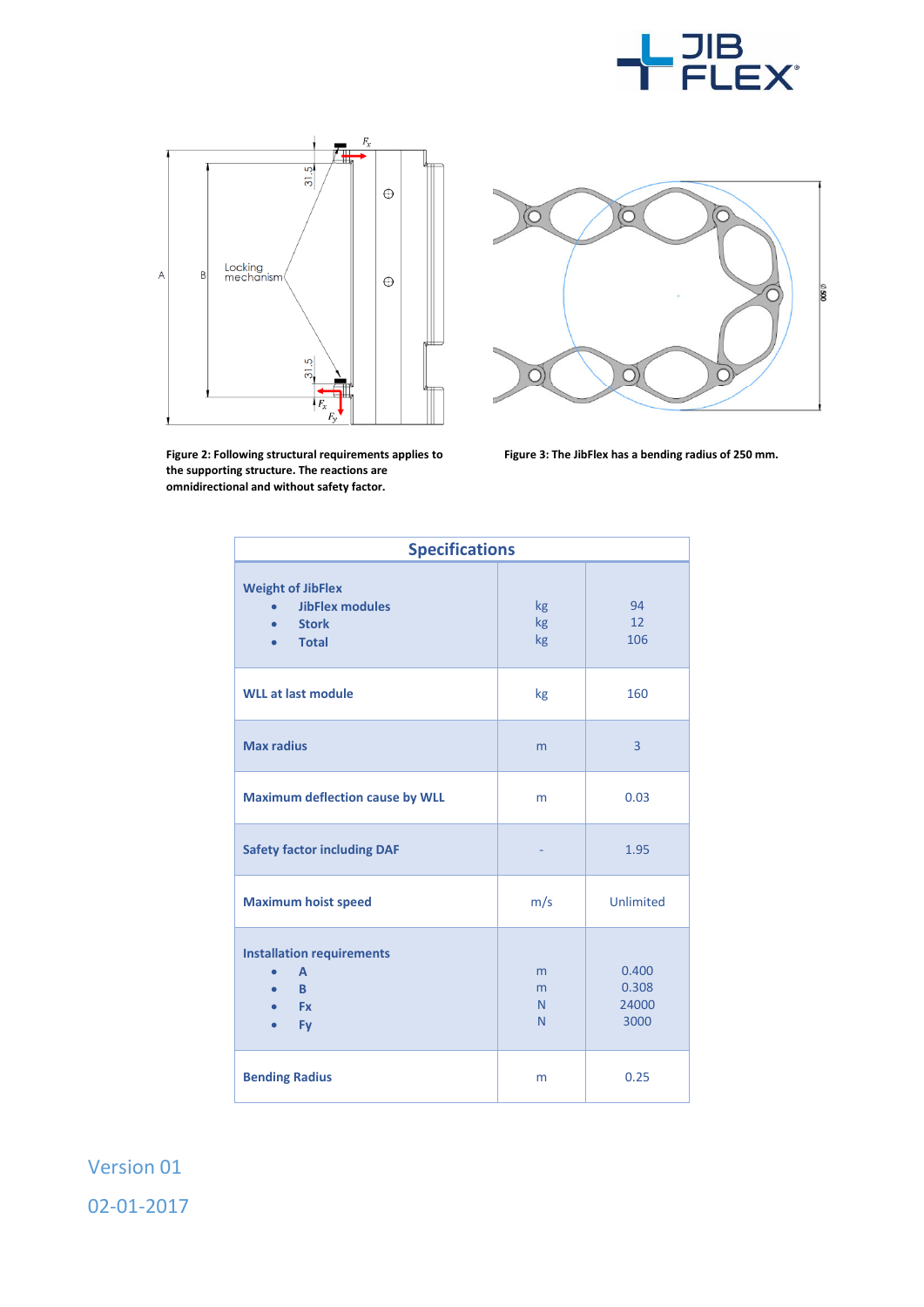A

B

31.5

31.5

Locking mechanism

$F_x$

$F_x$

$F_y$

Ø500

**Figure 2: Following structural requirements applies to the supporting structure. The reactions are omnidirectional and without safety factor.**

**Figure 3: The JibFlex has a bending radius of 250 mm.**

| Specifications | | |
|---|---|---|
| **Weight of JibFlex**<br>• **JibFlex modules**<br>• **Stork**<br>• **Total** | <br>kg<br>kg<br>kg | <br>94<br>12<br>106 |
| **WLL at last module** | kg | 160 |
| **Max radius** | m | 3 |
| **Maximum deflection cause by WLL** | m | 0.03 |
| **Safety factor including DAF** | - | 1.95 |
| **Maximum hoist speed** | m/s | Unlimited |
| **Installation requirements**<br>• **A**<br>• **B**<br>• **Fx**<br>• **Fy** | <br>m<br>m<br>N<br>N | <br>0.400<br>0.308<br>24000<br>3000 |
| **Bending Radius** | m | 0.25 |

Version 01

02-01-2017